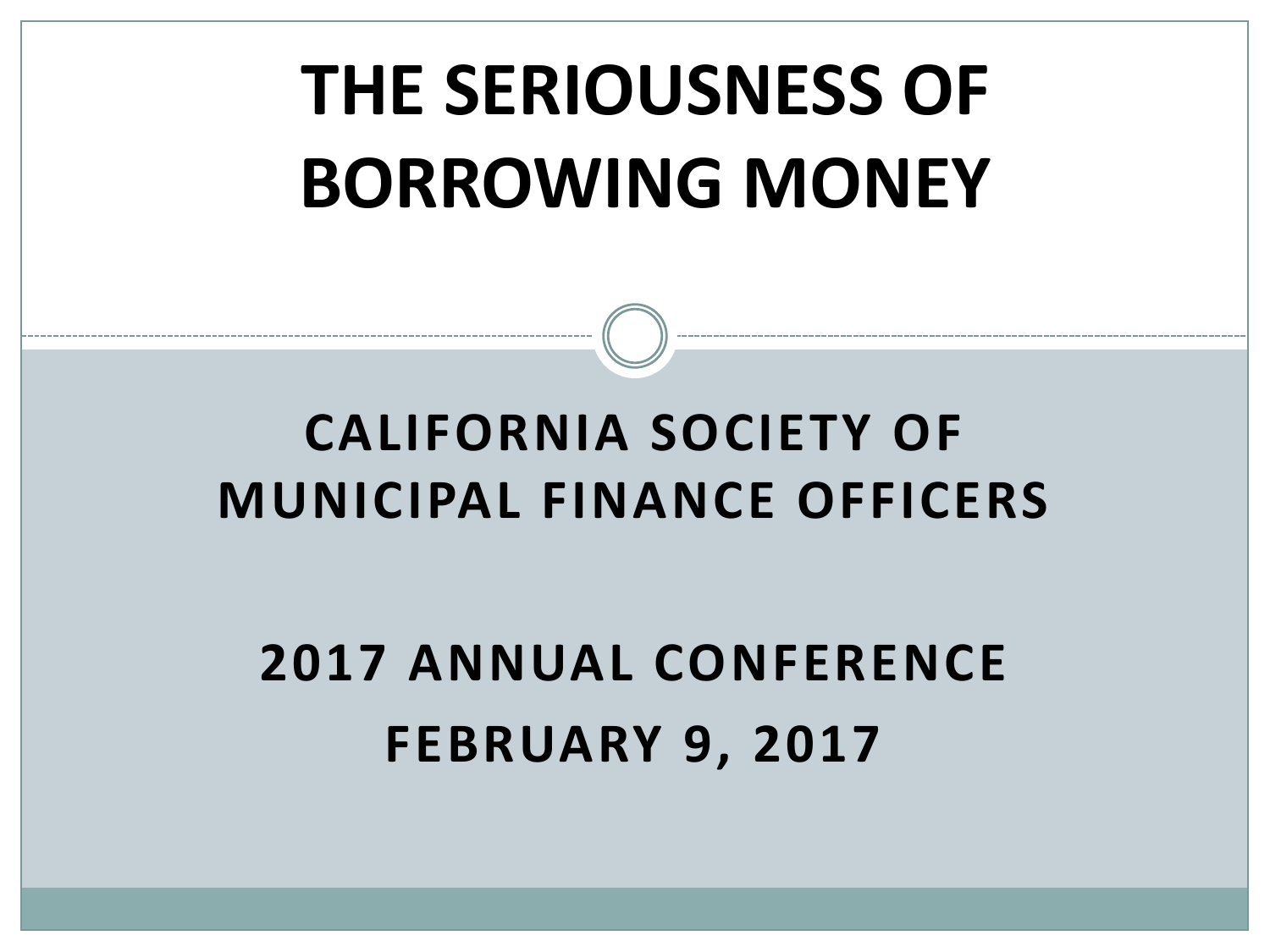# THE SERIOUSNESS OF BORROWING MONEY

## CALIFORNIA SOCIETY OF MUNICIPAL FINANCE OFFICERS

## 2017 ANNUAL CONFERENCE

## FEBRUARY 9, 2017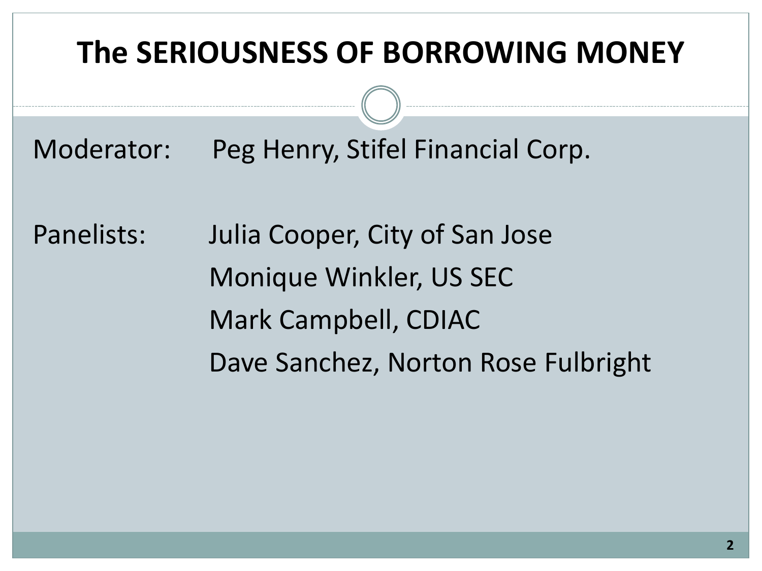# The SERIOUSNESS OF BORROWING MONEY

Moderator: Peg Henry, Stifel Financial Corp.

Panelists:
- Julia Cooper, City of San Jose
- Monique Winkler, US SEC
- Mark Campbell, CDIAC
- Dave Sanchez, Norton Rose Fulbright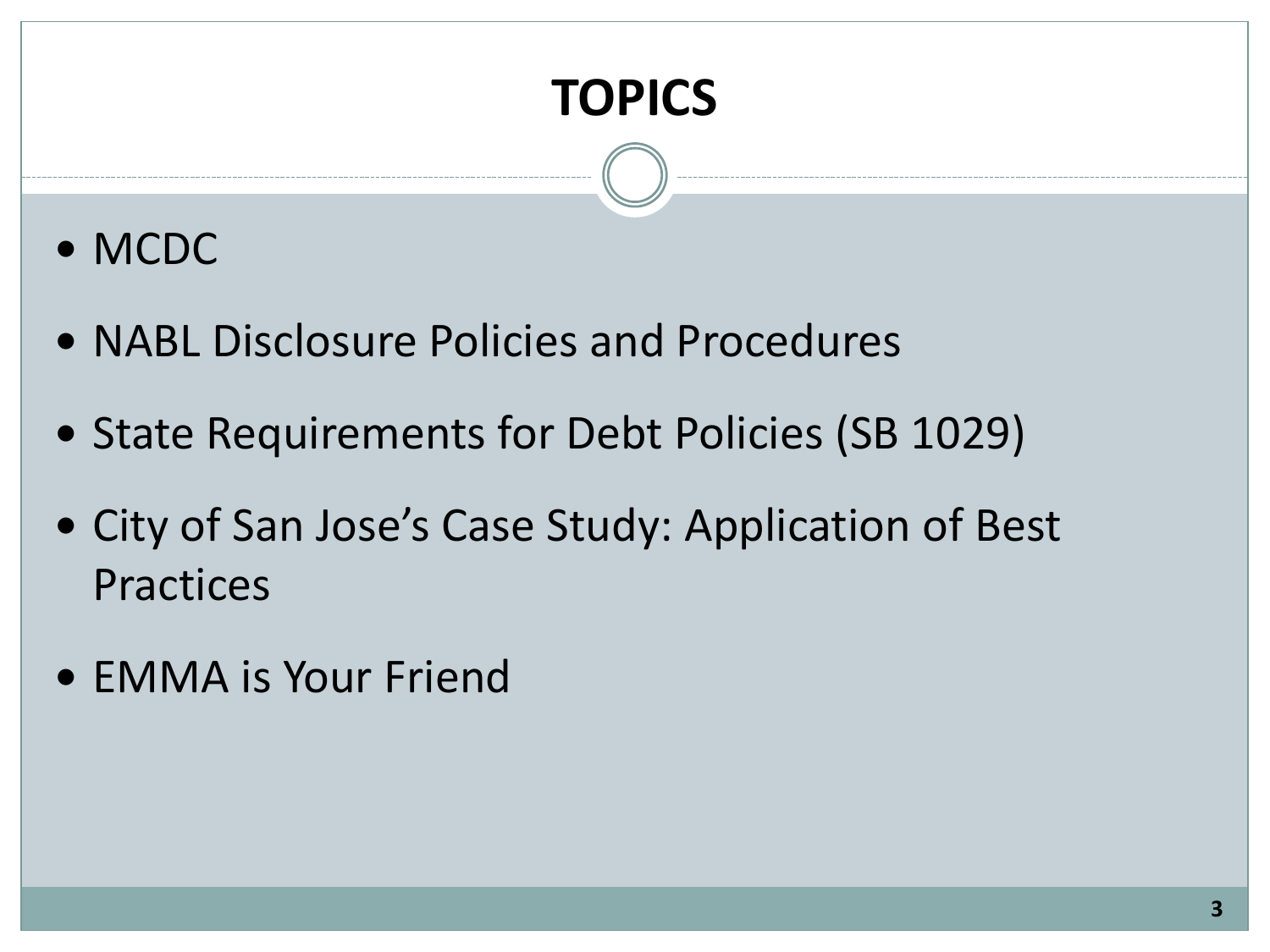# TOPICS

- MCDC
- NABL Disclosure Policies and Procedures
- State Requirements for Debt Policies (SB 1029)
- City of San Jose’s Case Study: Application of Best Practices
- EMMA is Your Friend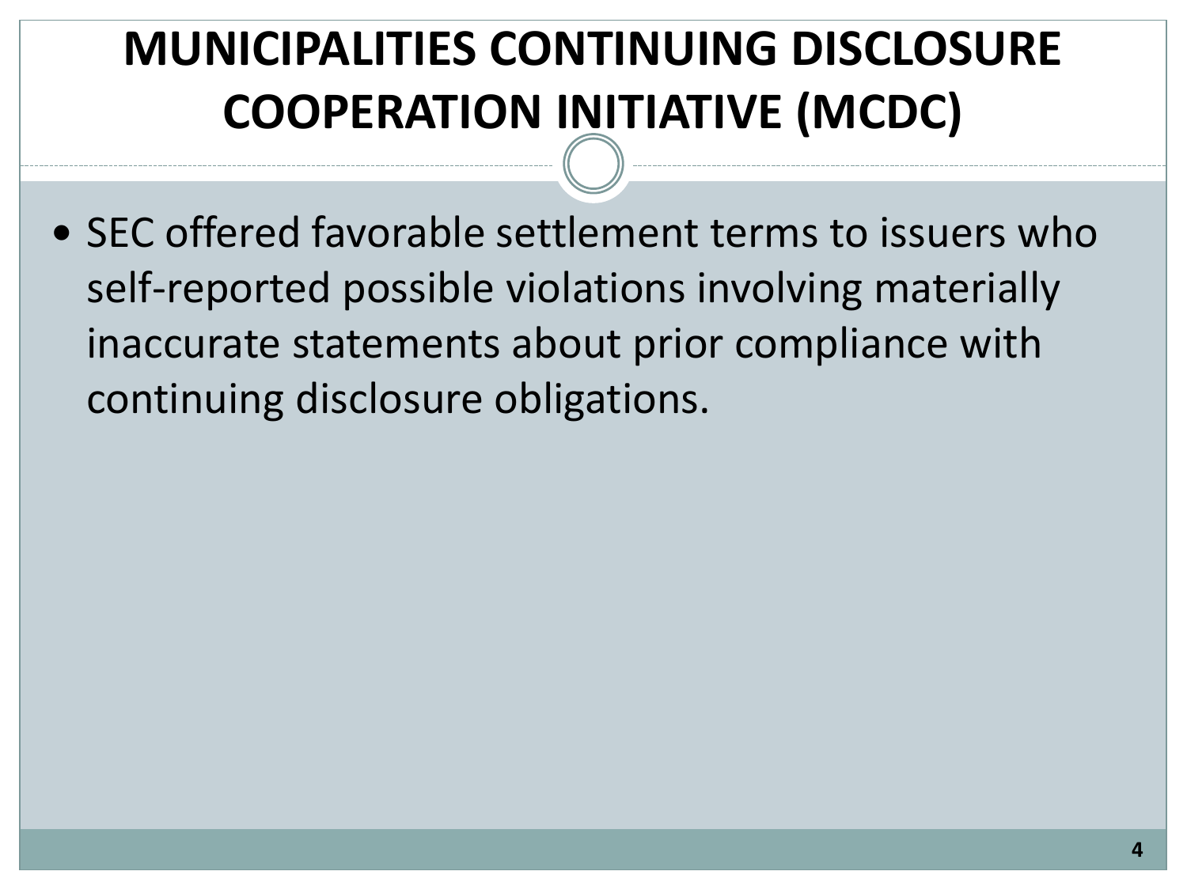# MUNICIPALITIES CONTINUING DISCLOSURE COOPERATION INITIATIVE (MCDC)

- SEC offered favorable settlement terms to issuers who self-reported possible violations involving materially inaccurate statements about prior compliance with continuing disclosure obligations.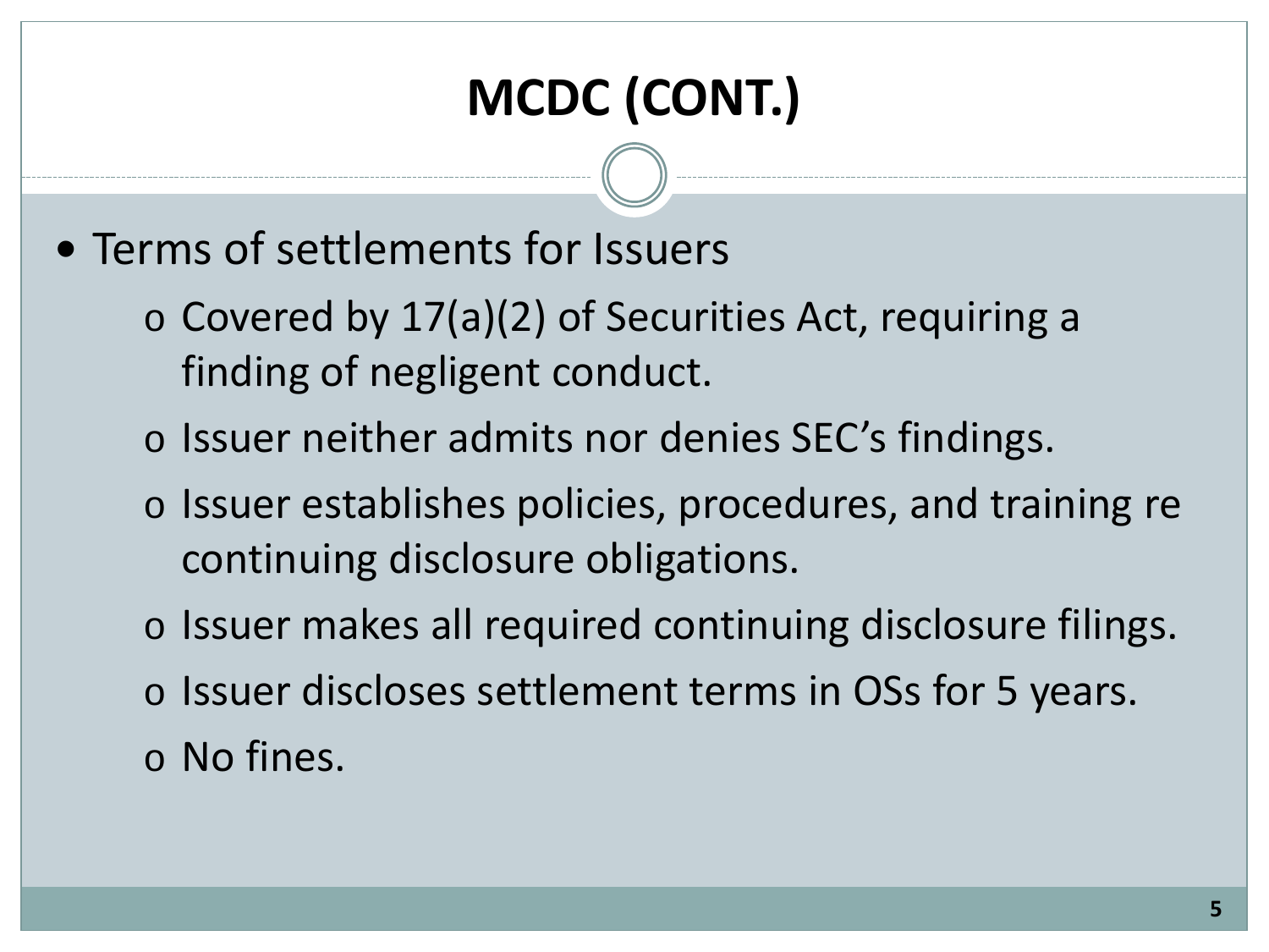# MCDC (CONT.)

- Terms of settlements for Issuers
  - Covered by 17(a)(2) of Securities Act, requiring a finding of negligent conduct.
  - Issuer neither admits nor denies SEC's findings.
  - Issuer establishes policies, procedures, and training re continuing disclosure obligations.
  - Issuer makes all required continuing disclosure filings.
  - Issuer discloses settlement terms in OSs for 5 years.
  - No fines.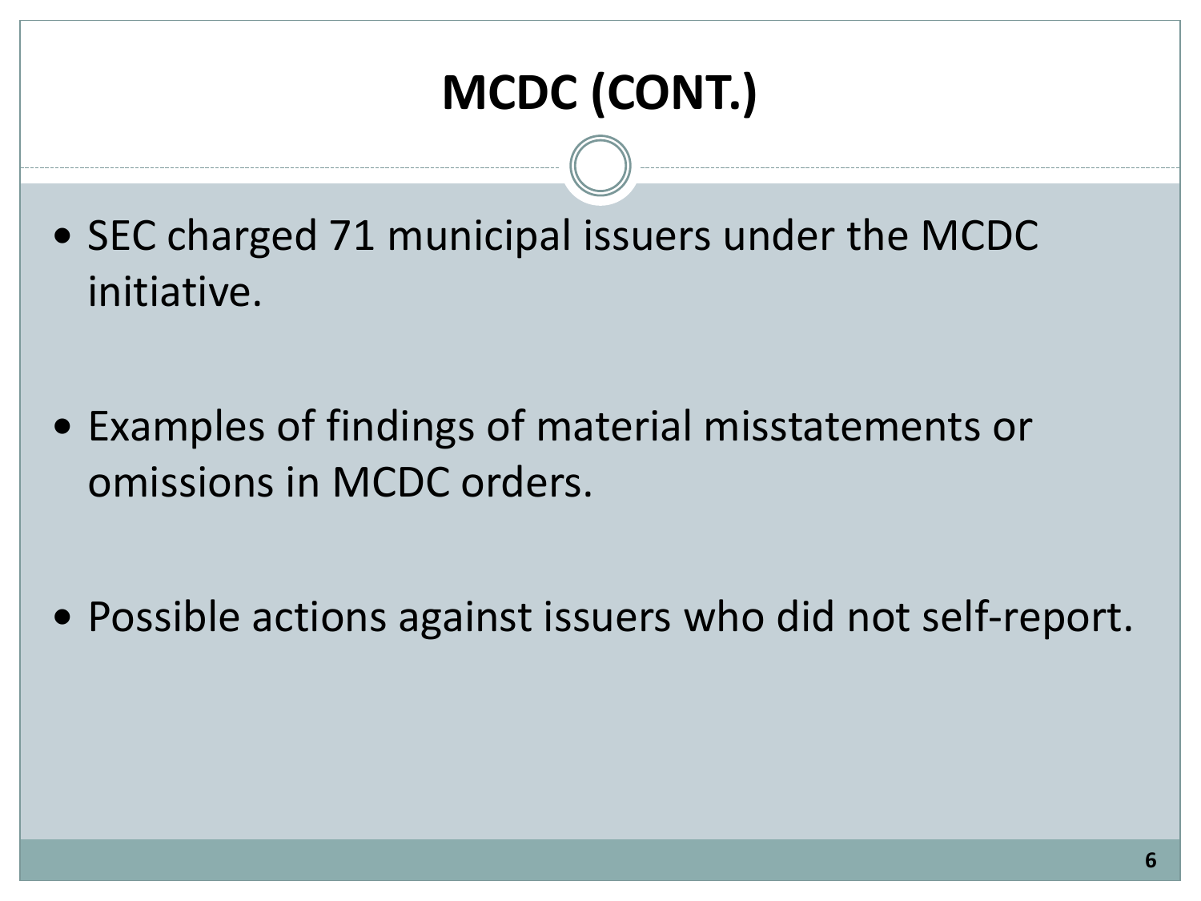# MCDC (CONT.)

- SEC charged 71 municipal issuers under the MCDC initiative.
- Examples of findings of material misstatements or omissions in MCDC orders.
- Possible actions against issuers who did not self-report.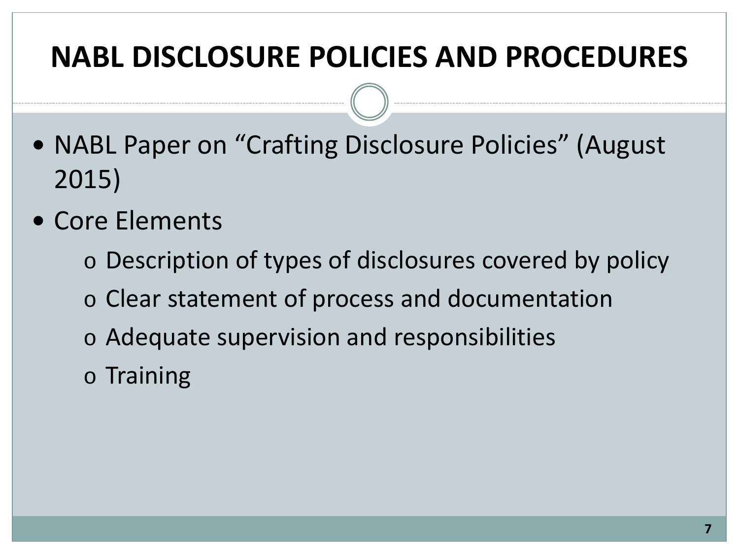# NABL DISCLOSURE POLICIES AND PROCEDURES

- NABL Paper on “Crafting Disclosure Policies” (August 2015)
- Core Elements
  - Description of types of disclosures covered by policy
  - Clear statement of process and documentation
  - Adequate supervision and responsibilities
  - Training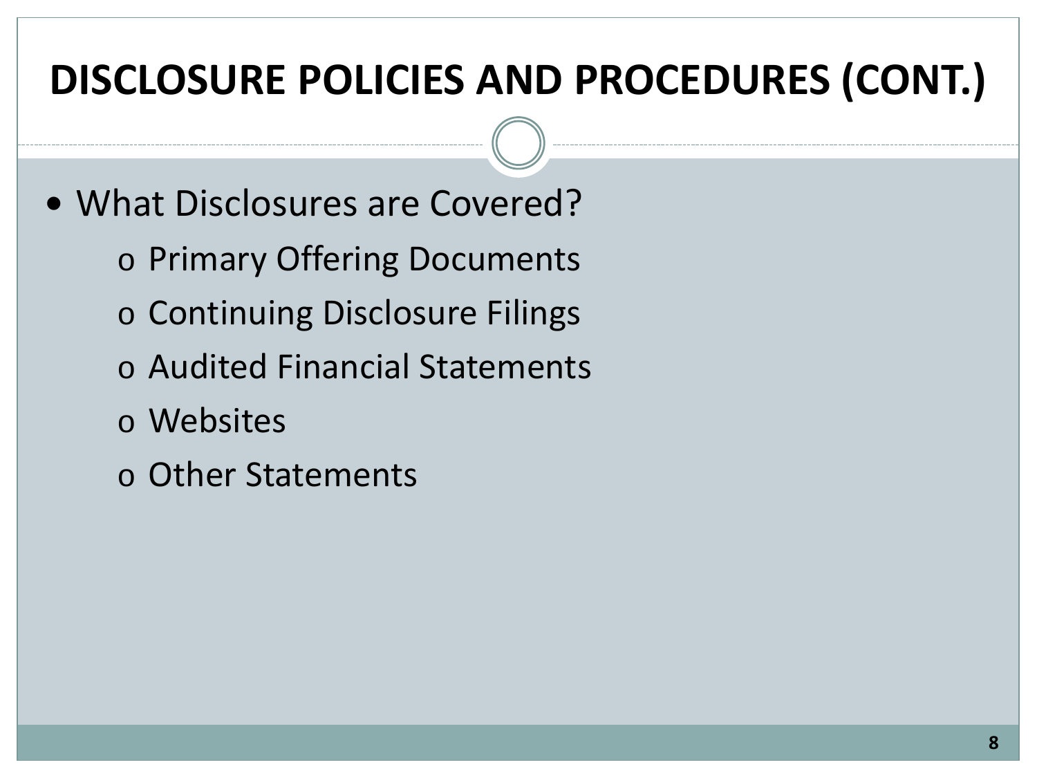# DISCLOSURE POLICIES AND PROCEDURES (CONT.)

- What Disclosures are Covered?
  - Primary Offering Documents
  - Continuing Disclosure Filings
  - Audited Financial Statements
  - Websites
  - Other Statements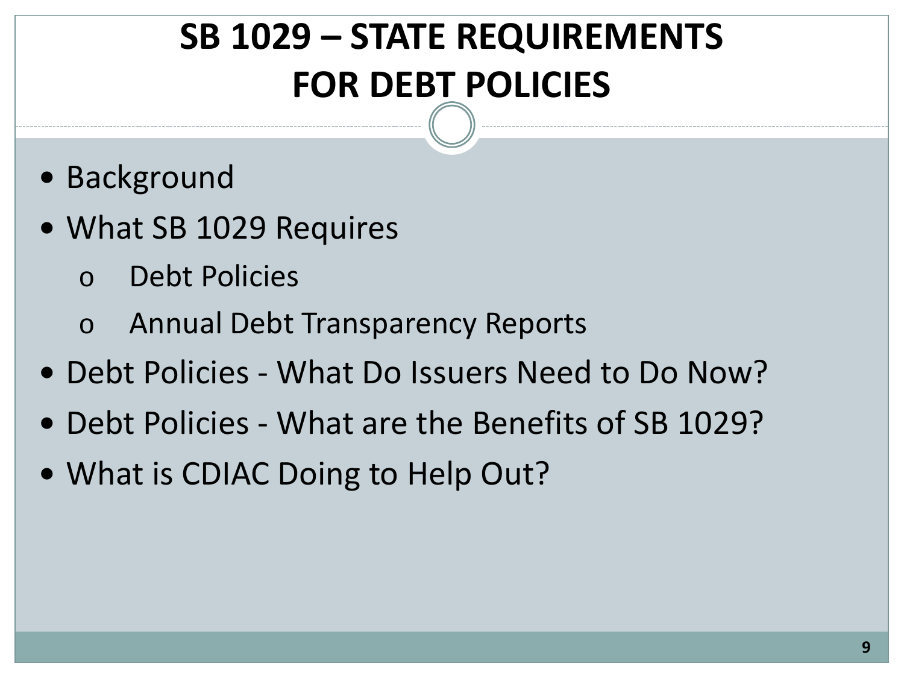# SB 1029 – STATE REQUIREMENTS FOR DEBT POLICIES

- Background
- What SB 1029 Requires
  - Debt Policies
  - Annual Debt Transparency Reports
- Debt Policies - What Do Issuers Need to Do Now?
- Debt Policies - What are the Benefits of SB 1029?
- What is CDIAC Doing to Help Out?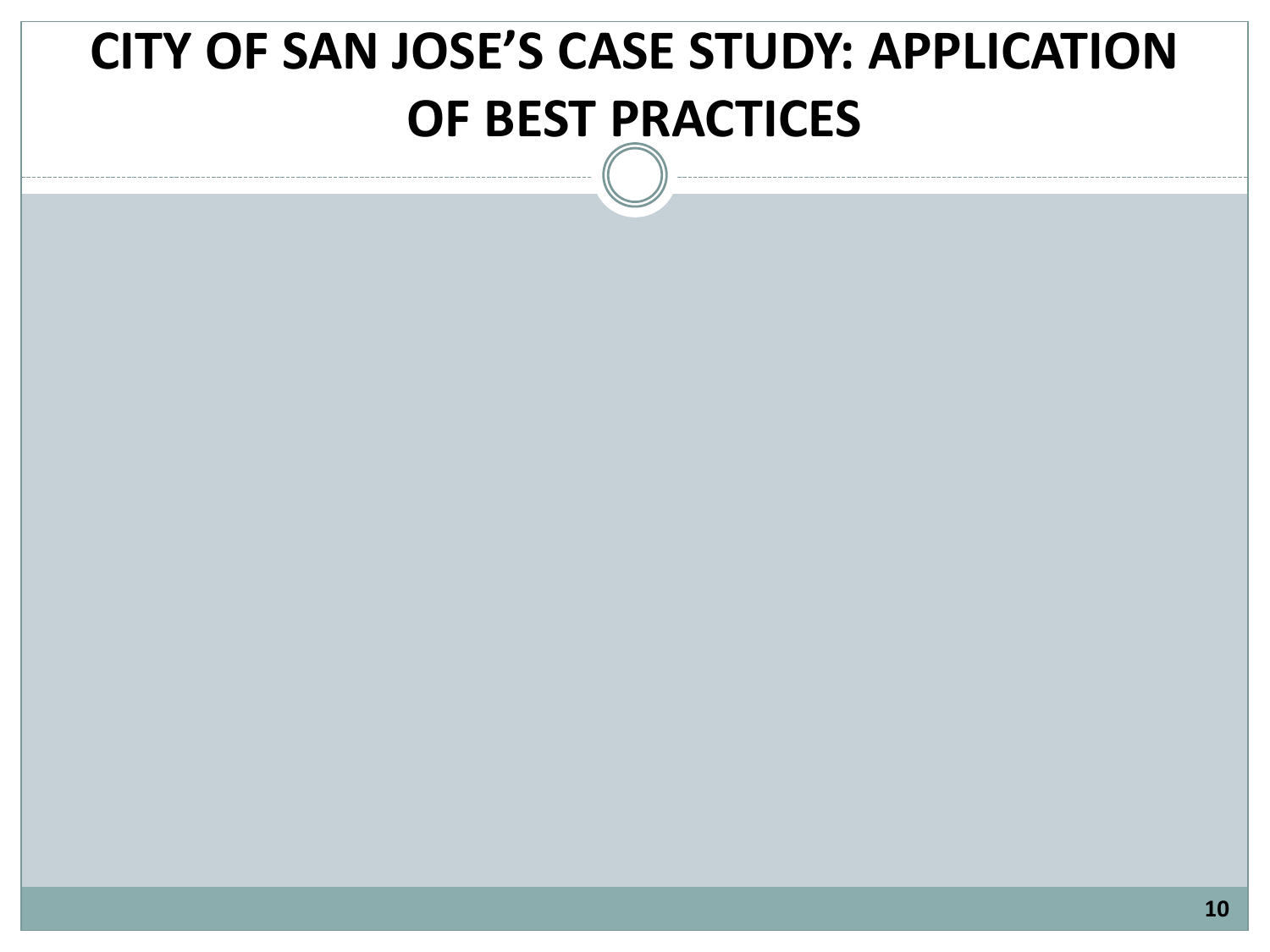# CITY OF SAN JOSE'S CASE STUDY: APPLICATION OF BEST PRACTICES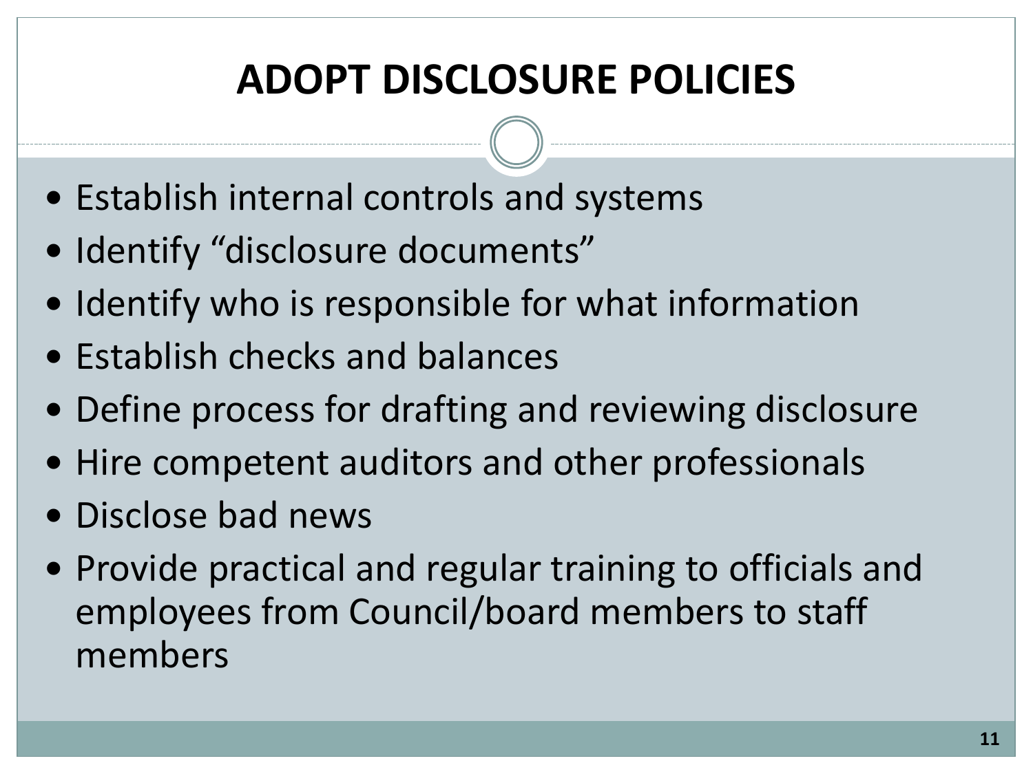# ADOPT DISCLOSURE POLICIES

- Establish internal controls and systems
- Identify “disclosure documents”
- Identify who is responsible for what information
- Establish checks and balances
- Define process for drafting and reviewing disclosure
- Hire competent auditors and other professionals
- Disclose bad news
- Provide practical and regular training to officials and employees from Council/board members to staff members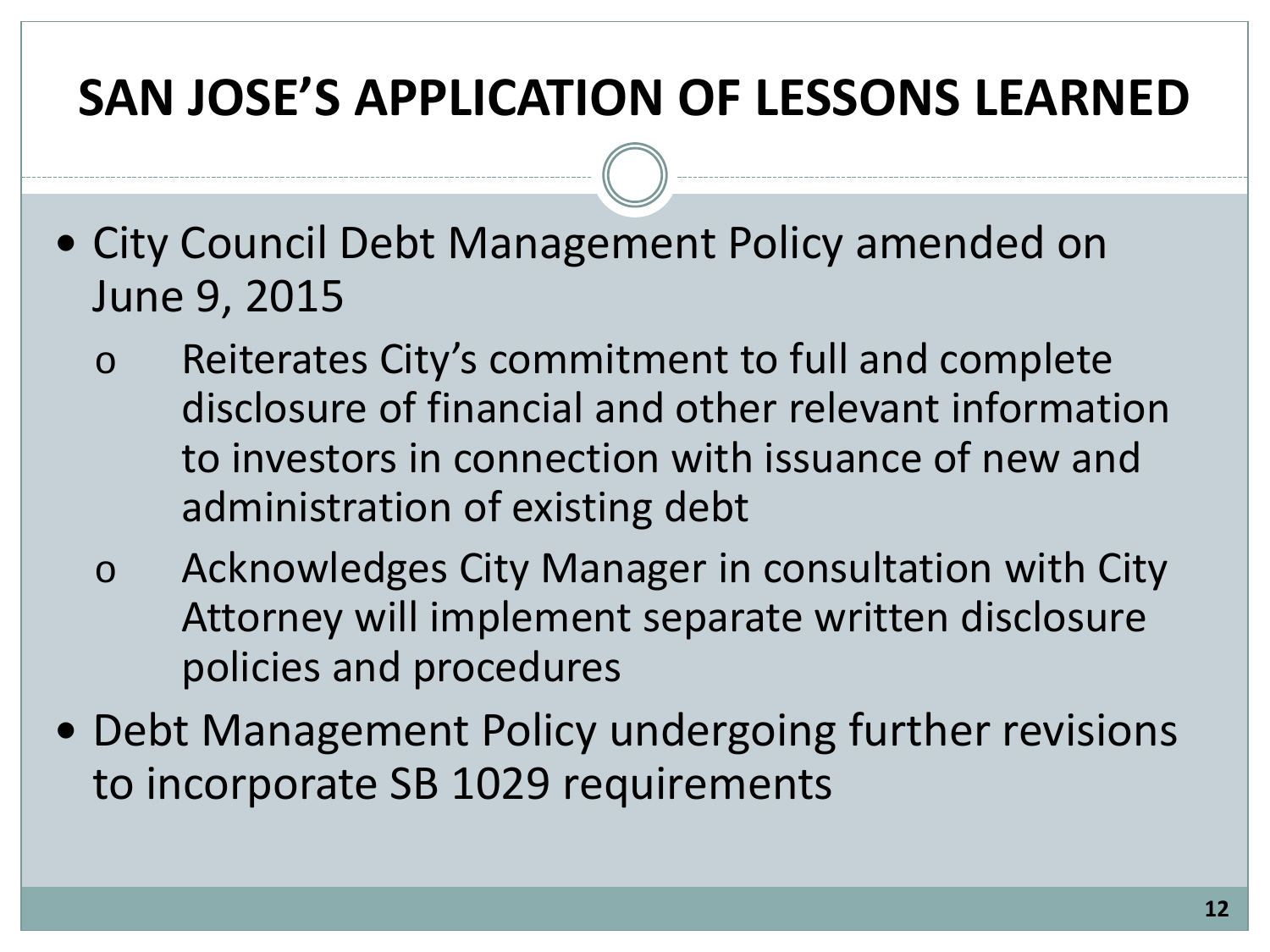# SAN JOSE'S APPLICATION OF LESSONS LEARNED

- City Council Debt Management Policy amended on June 9, 2015
  - Reiterates City's commitment to full and complete disclosure of financial and other relevant information to investors in connection with issuance of new and administration of existing debt
  - Acknowledges City Manager in consultation with City Attorney will implement separate written disclosure policies and procedures
- Debt Management Policy undergoing further revisions to incorporate SB 1029 requirements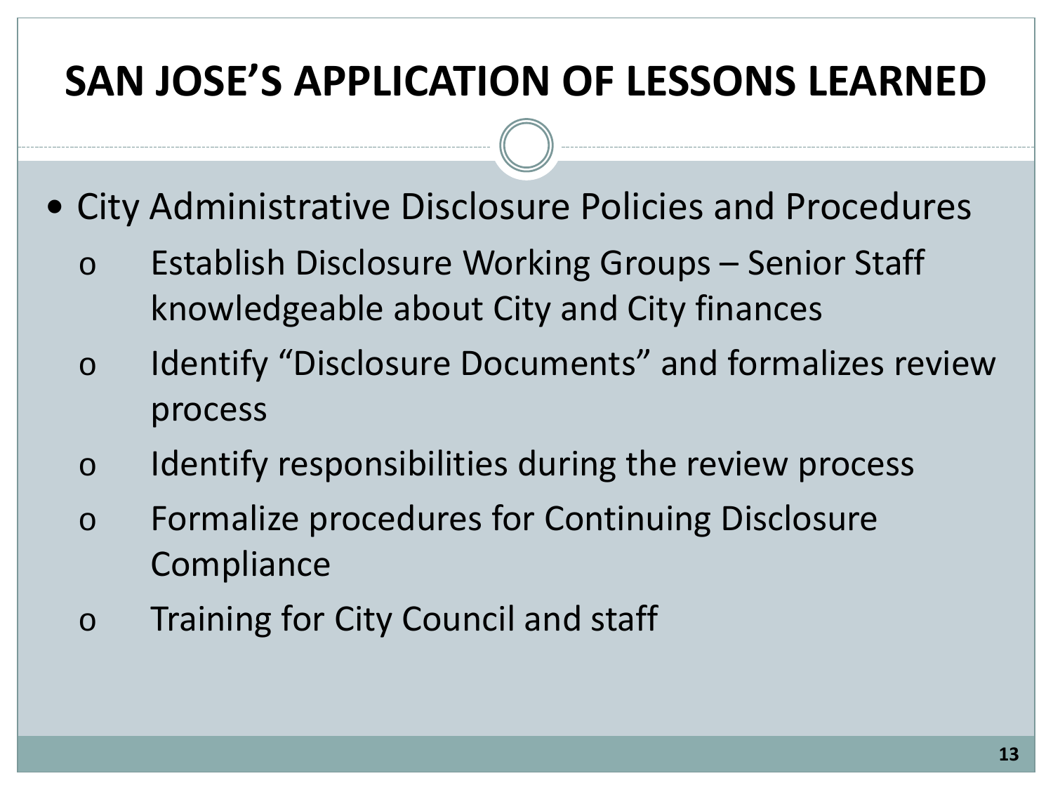# SAN JOSE'S APPLICATION OF LESSONS LEARNED

- City Administrative Disclosure Policies and Procedures
  - Establish Disclosure Working Groups – Senior Staff knowledgeable about City and City finances
  - Identify "Disclosure Documents" and formalizes review process
  - Identify responsibilities during the review process
  - Formalize procedures for Continuing Disclosure Compliance
  - Training for City Council and staff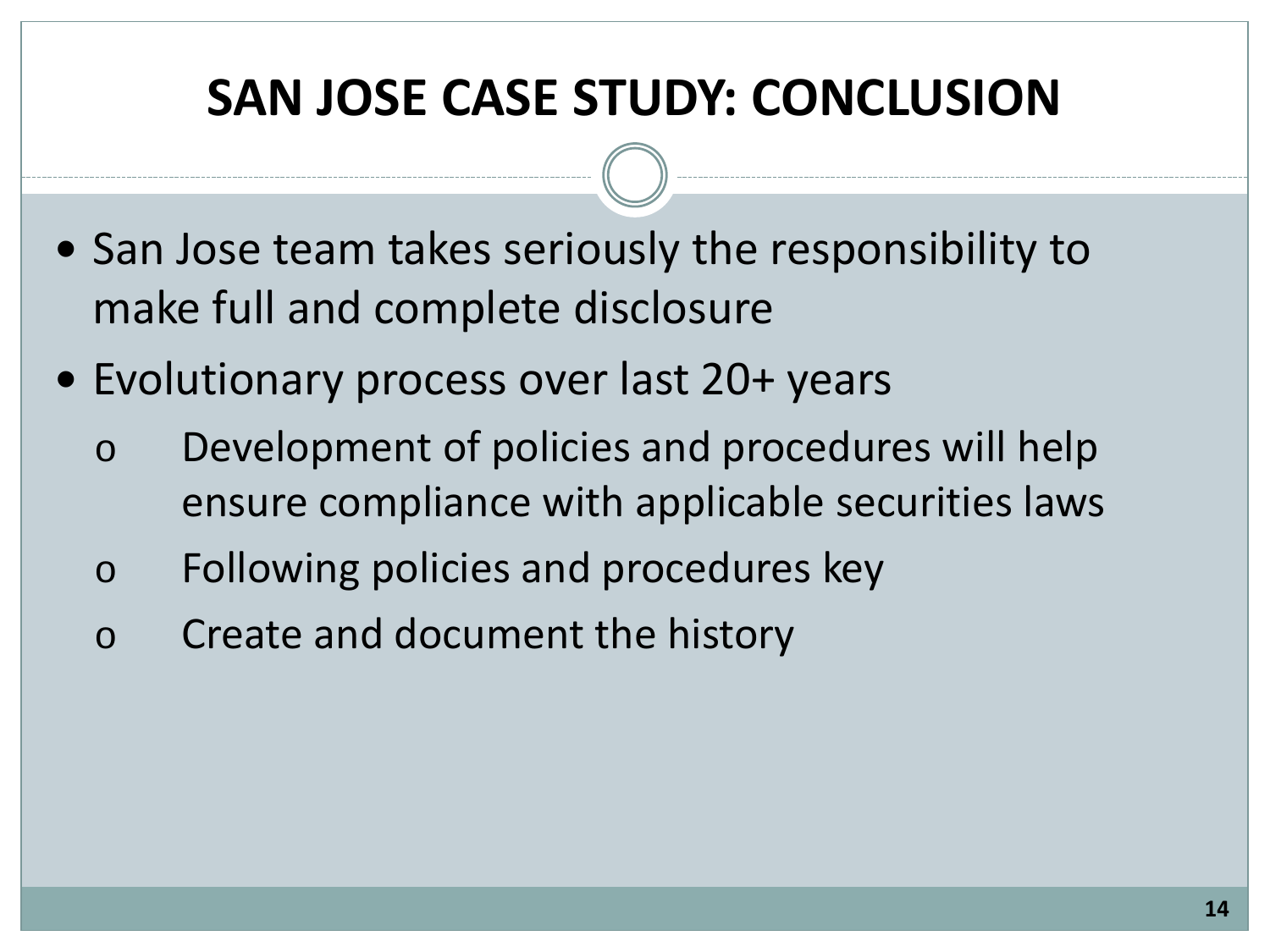# SAN JOSE CASE STUDY: CONCLUSION

- San Jose team takes seriously the responsibility to make full and complete disclosure
- Evolutionary process over last 20+ years
  - Development of policies and procedures will help ensure compliance with applicable securities laws
  - Following policies and procedures key
  - Create and document the history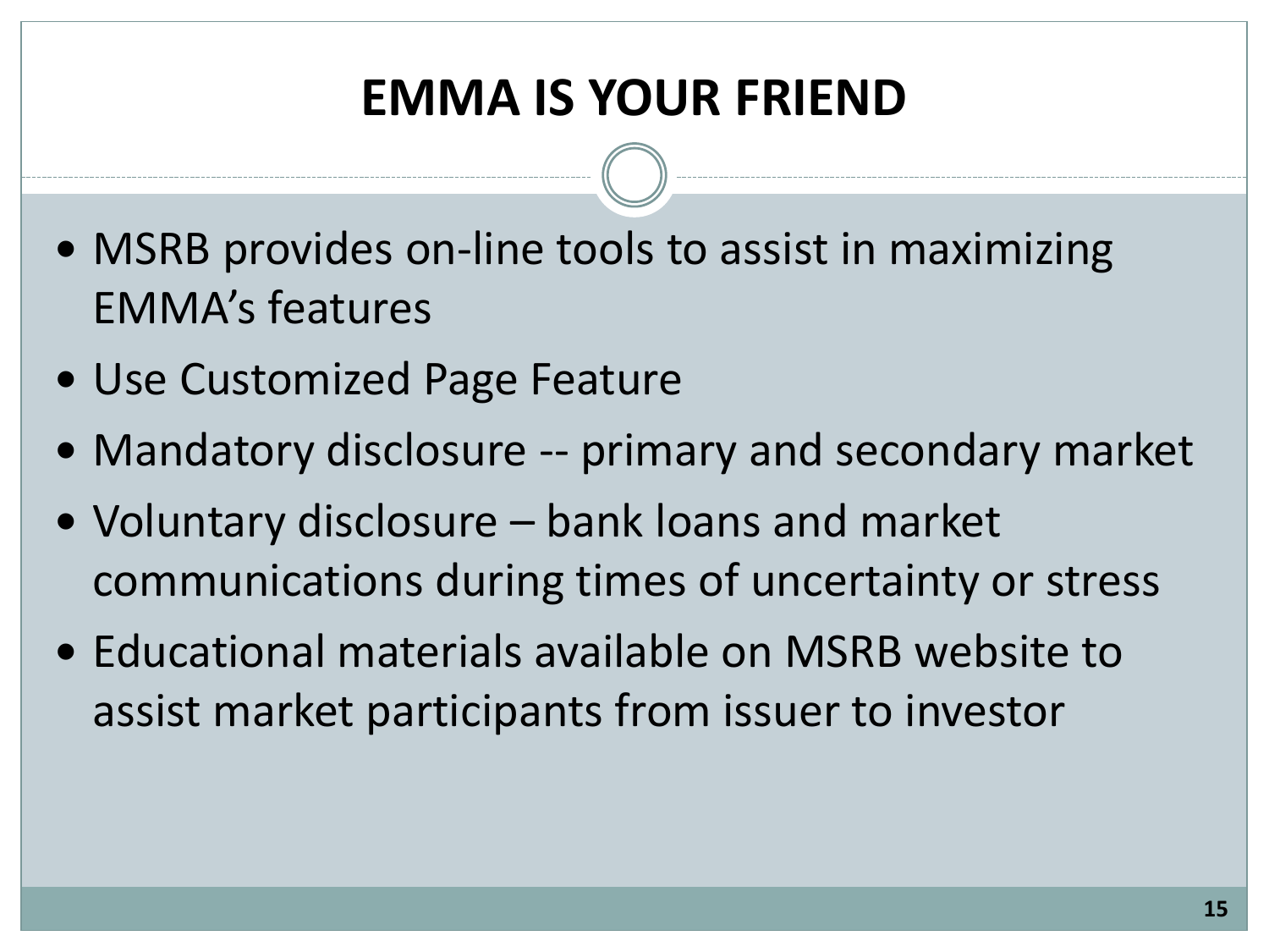# EMMA IS YOUR FRIEND

- MSRB provides on-line tools to assist in maximizing EMMA's features
- Use Customized Page Feature
- Mandatory disclosure -- primary and secondary market
- Voluntary disclosure – bank loans and market communications during times of uncertainty or stress
- Educational materials available on MSRB website to assist market participants from issuer to investor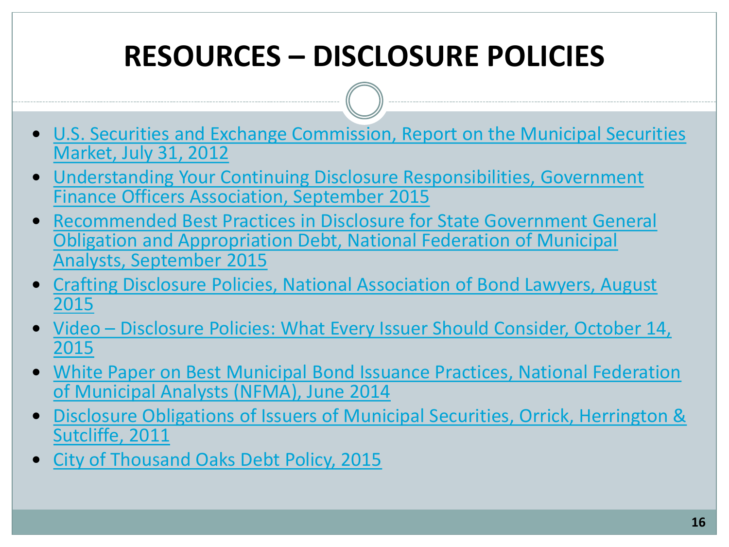# RESOURCES – DISCLOSURE POLICIES

- U.S. Securities and Exchange Commission, Report on the Municipal Securities Market, July 31, 2012
- Understanding Your Continuing Disclosure Responsibilities, Government Finance Officers Association, September 2015
- Recommended Best Practices in Disclosure for State Government General Obligation and Appropriation Debt, National Federation of Municipal Analysts, September 2015
- Crafting Disclosure Policies, National Association of Bond Lawyers, August 2015
- Video – Disclosure Policies: What Every Issuer Should Consider, October 14, 2015
- White Paper on Best Municipal Bond Issuance Practices, National Federation of Municipal Analysts (NFMA), June 2014
- Disclosure Obligations of Issuers of Municipal Securities, Orrick, Herrington & Sutcliffe, 2011
- City of Thousand Oaks Debt Policy, 2015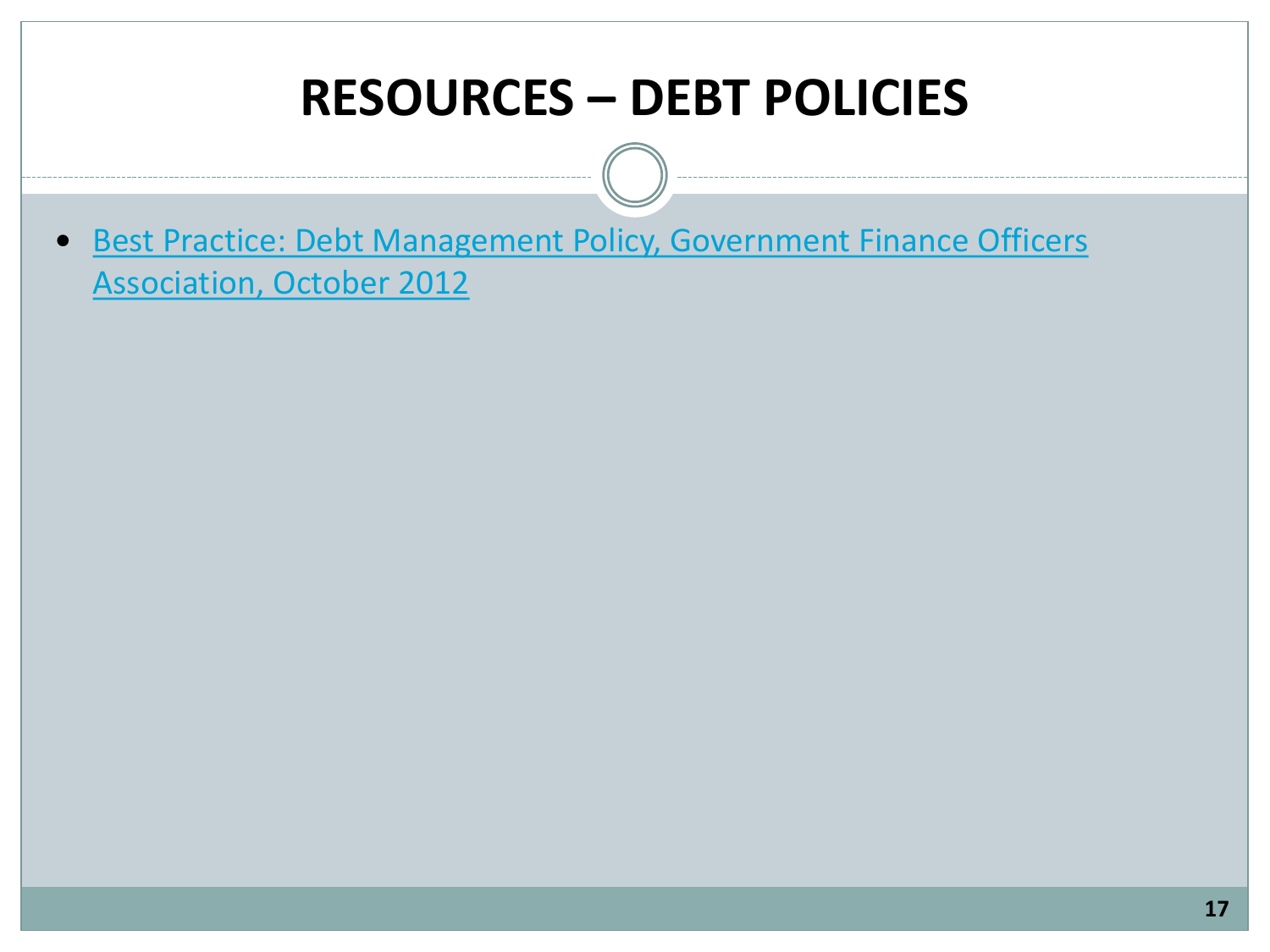# RESOURCES – DEBT POLICIES

- Best Practice: Debt Management Policy, Government Finance Officers Association, October 2012